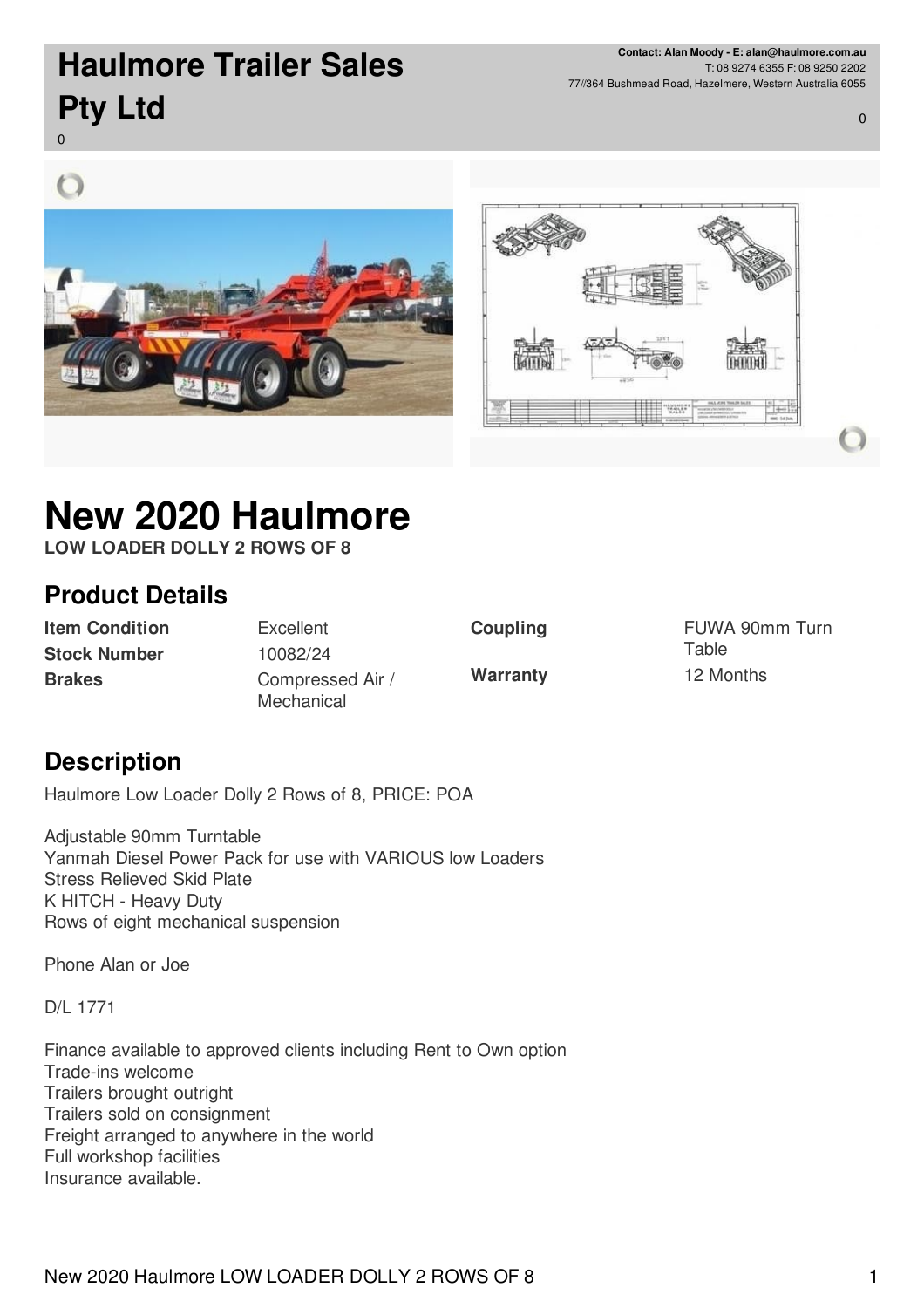# Haulmore Trailer Sales Pty Ltd

0

**Contact: Alan Moody - E: alan@haulmore.com.au**
T: 08 9274 6355 F: 08 9250 2202
77//364 Bushmead Road, Hazelmere, Western Australia 6055

0

# New 2020 Haulmore

**LOW LOADER DOLLY 2 ROWS OF 8**

## Product Details

| | | | |
|---|---|---|---|
| **Item Condition** | Excellent | **Coupling** | FUWA 90mm Turn Table |
| **Stock Number** | 10082/24 | **Warranty** | 12 Months |
| **Brakes** | Compressed Air / Mechanical | | |

## Description

Haulmore Low Loader Dolly 2 Rows of 8, PRICE: POA

Adjustable 90mm Turntable
Yanmah Diesel Power Pack for use with VARIOUS low Loaders
Stress Relieved Skid Plate
K HITCH - Heavy Duty
Rows of eight mechanical suspension

Phone Alan or Joe

D/L 1771

Finance available to approved clients including Rent to Own option
Trade-ins welcome
Trailers brought outright
Trailers sold on consignment
Freight arranged to anywhere in the world
Full workshop facilities
Insurance available.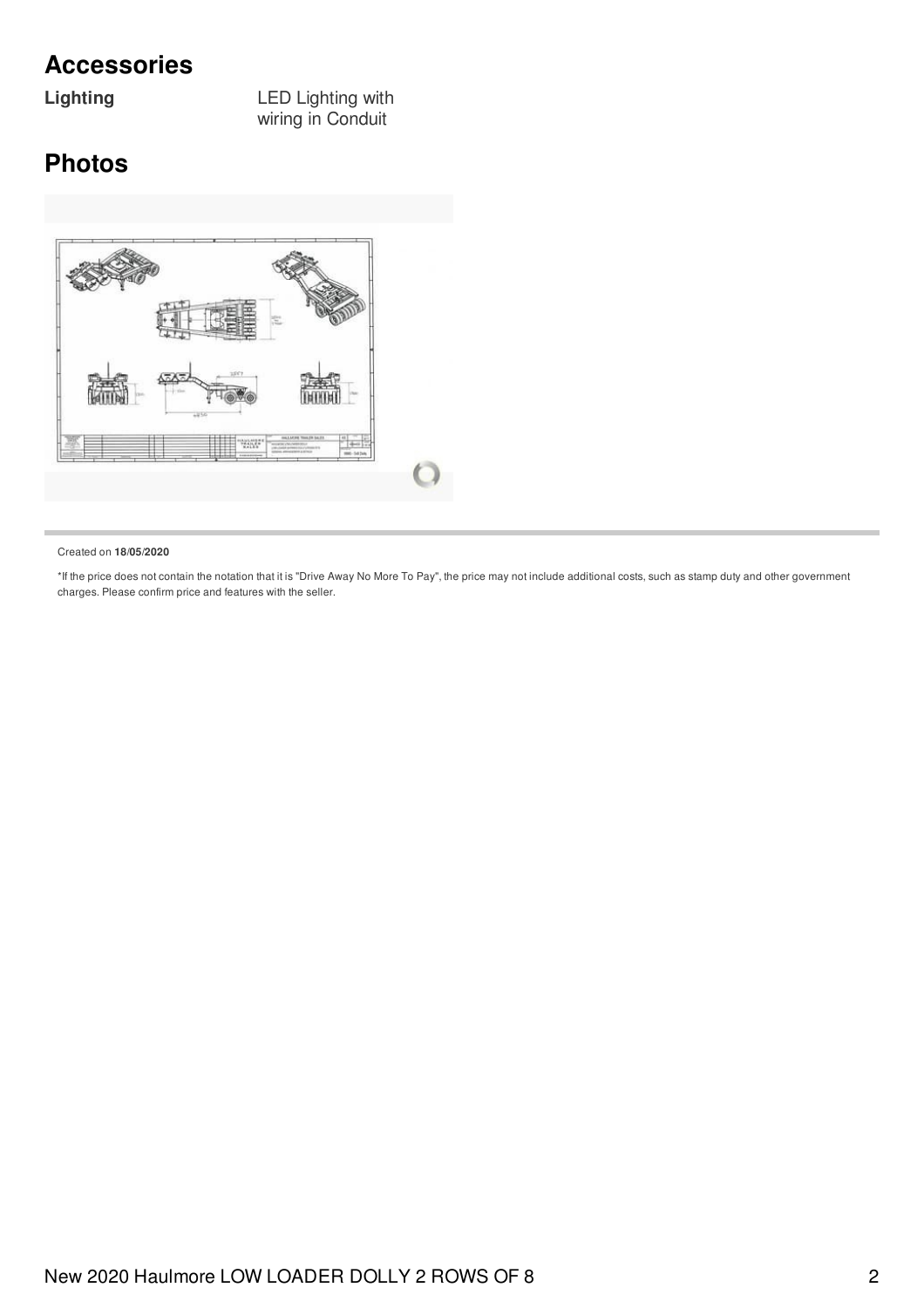## Accessories

| | |
|---|---|
| **Lighting** | LED Lighting with wiring in Conduit |

## Photos

Created on **18/05/2020**

*If the price does not contain the notation that it is "Drive Away No More To Pay", the price may not include additional costs, such as stamp duty and other government charges. Please confirm price and features with the seller.